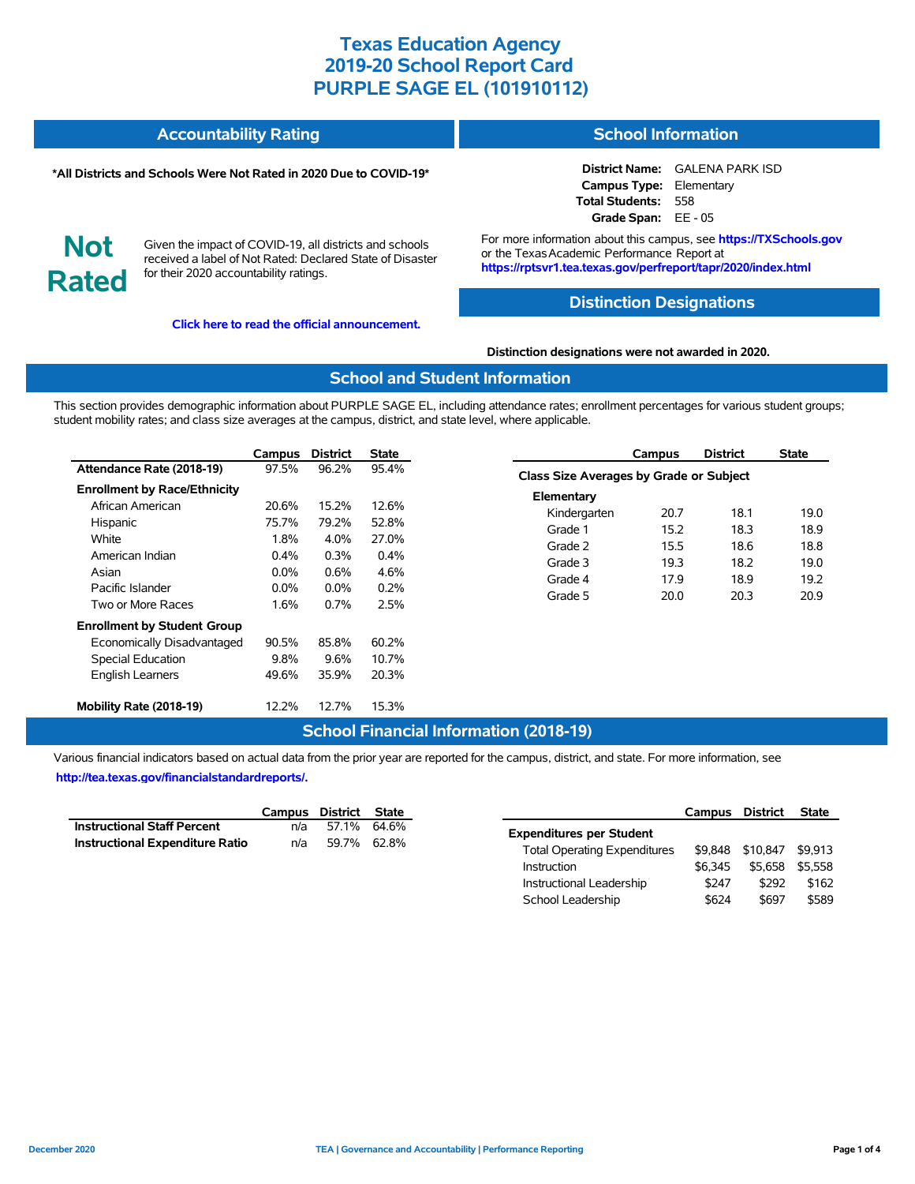# Texas Education Agency
# 2019-20 School Report Card
# PURPLE SAGE EL (101910112)

## Accountability Rating

**\*All Districts and Schools Were Not Rated in 2020 Due to COVID-19\***

**Not Rated**

Given the impact of COVID-19, all districts and schools received a label of Not Rated: Declared State of Disaster for their 2020 accountability ratings.

**Click here to read the official announcement.**

## School Information

**District Name:** GALENA PARK ISD
**Campus Type:** Elementary
**Total Students:** 558
**Grade Span:** EE - 05

For more information about this campus, see **https://TXSchools.gov** or the Texas Academic Performance Report at **https://rptsvr1.tea.texas.gov/perfreport/tapr/2020/index.html**

## Distinction Designations

**Distinction designations were not awarded in 2020.**

## School and Student Information

This section provides demographic information about PURPLE SAGE EL, including attendance rates; enrollment percentages for various student groups; student mobility rates; and class size averages at the campus, district, and state level, where applicable.

| | Campus | District | State |
|---|---|---|---|
| **Attendance Rate (2018-19)** | 97.5% | 96.2% | 95.4% |
| **Enrollment by Race/Ethnicity** | | | |
| African American | 20.6% | 15.2% | 12.6% |
| Hispanic | 75.7% | 79.2% | 52.8% |
| White | 1.8% | 4.0% | 27.0% |
| American Indian | 0.4% | 0.3% | 0.4% |
| Asian | 0.0% | 0.6% | 4.6% |
| Pacific Islander | 0.0% | 0.0% | 0.2% |
| Two or More Races | 1.6% | 0.7% | 2.5% |
| **Enrollment by Student Group** | | | |
| Economically Disadvantaged | 90.5% | 85.8% | 60.2% |
| Special Education | 9.8% | 9.6% | 10.7% |
| English Learners | 49.6% | 35.9% | 20.3% |
| **Mobility Rate (2018-19)** | 12.2% | 12.7% | 15.3% |

| | Campus | District | State |
|---|---|---|---|
| **Class Size Averages by Grade or Subject** | | | |
| **Elementary** | | | |
| Kindergarten | 20.7 | 18.1 | 19.0 |
| Grade 1 | 15.2 | 18.3 | 18.9 |
| Grade 2 | 15.5 | 18.6 | 18.8 |
| Grade 3 | 19.3 | 18.2 | 19.0 |
| Grade 4 | 17.9 | 18.9 | 19.2 |
| Grade 5 | 20.0 | 20.3 | 20.9 |

## School Financial Information (2018-19)

Various financial indicators based on actual data from the prior year are reported for the campus, district, and state. For more information, see **http://tea.texas.gov/financialstandardreports/.**

| | Campus | District | State |
|---|---|---|---|
| **Instructional Staff Percent** | n/a | 57.1% | 64.6% |
| **Instructional Expenditure Ratio** | n/a | 59.7% | 62.8% |

| | Campus | District | State |
|---|---|---|---|
| **Expenditures per Student** | | | |
| Total Operating Expenditures | $9,848 | $10,847 | $9,913 |
| Instruction | $6,345 | $5,658 | $5,558 |
| Instructional Leadership | $247 | $292 | $162 |
| School Leadership | $624 | $697 | $589 |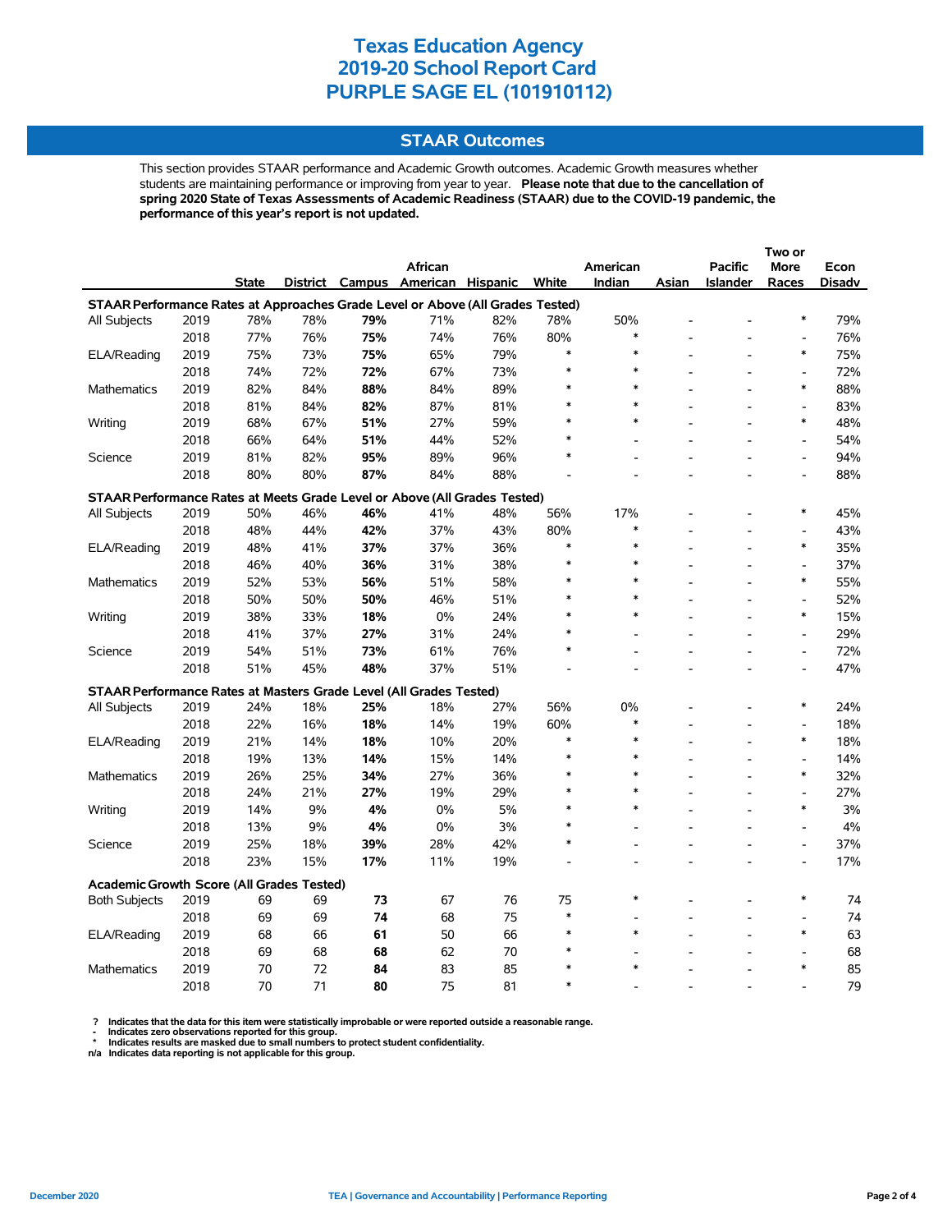# Texas Education Agency
# 2019-20 School Report Card
# PURPLE SAGE EL (101910112)

## STAAR Outcomes

This section provides STAAR performance and Academic Growth outcomes. Academic Growth measures whether students are maintaining performance or improving from year to year. **Please note that due to the cancellation of spring 2020 State of Texas Assessments of Academic Readiness (STAAR) due to the COVID-19 pandemic, the performance of this year's report is not updated.**

| | | State | District | Campus | African American | Hispanic | White | American Indian | Asian | Pacific Islander | Two or More Races | Econ Disadv |
|---|---|---|---|---|---|---|---|---|---|---|---|---|
| **STAAR Performance Rates at Approaches Grade Level or Above (All Grades Tested)** | | | | | | | | | | | | |
| All Subjects | 2019 | 78% | 78% | **79%** | 71% | 82% | 78% | 50% | - | - | * | 79% |
| | 2018 | 77% | 76% | **75%** | 74% | 76% | 80% | * | - | - | - | 76% |
| ELA/Reading | 2019 | 75% | 73% | **75%** | 65% | 79% | * | * | - | - | * | 75% |
| | 2018 | 74% | 72% | **72%** | 67% | 73% | * | * | - | - | - | 72% |
| Mathematics | 2019 | 82% | 84% | **88%** | 84% | 89% | * | * | - | - | * | 88% |
| | 2018 | 81% | 84% | **82%** | 87% | 81% | * | * | - | - | - | 83% |
| Writing | 2019 | 68% | 67% | **51%** | 27% | 59% | * | * | - | - | * | 48% |
| | 2018 | 66% | 64% | **51%** | 44% | 52% | * | - | - | - | - | 54% |
| Science | 2019 | 81% | 82% | **95%** | 89% | 96% | * | - | - | - | - | 94% |
| | 2018 | 80% | 80% | **87%** | 84% | 88% | - | - | - | - | - | 88% |
| **STAAR Performance Rates at Meets Grade Level or Above (All Grades Tested)** | | | | | | | | | | | | |
| All Subjects | 2019 | 50% | 46% | **46%** | 41% | 48% | 56% | 17% | - | - | * | 45% |
| | 2018 | 48% | 44% | **42%** | 37% | 43% | 80% | * | - | - | - | 43% |
| ELA/Reading | 2019 | 48% | 41% | **37%** | 37% | 36% | * | * | - | - | * | 35% |
| | 2018 | 46% | 40% | **36%** | 31% | 38% | * | * | - | - | - | 37% |
| Mathematics | 2019 | 52% | 53% | **56%** | 51% | 58% | * | * | - | - | * | 55% |
| | 2018 | 50% | 50% | **50%** | 46% | 51% | * | * | - | - | - | 52% |
| Writing | 2019 | 38% | 33% | **18%** | 0% | 24% | * | * | - | - | * | 15% |
| | 2018 | 41% | 37% | **27%** | 31% | 24% | * | - | - | - | - | 29% |
| Science | 2019 | 54% | 51% | **73%** | 61% | 76% | * | - | - | - | - | 72% |
| | 2018 | 51% | 45% | **48%** | 37% | 51% | - | - | - | - | - | 47% |
| **STAAR Performance Rates at Masters Grade Level (All Grades Tested)** | | | | | | | | | | | | |
| All Subjects | 2019 | 24% | 18% | **25%** | 18% | 27% | 56% | 0% | - | - | * | 24% |
| | 2018 | 22% | 16% | **18%** | 14% | 19% | 60% | * | - | - | - | 18% |
| ELA/Reading | 2019 | 21% | 14% | **18%** | 10% | 20% | * | * | - | - | * | 18% |
| | 2018 | 19% | 13% | **14%** | 15% | 14% | * | * | - | - | - | 14% |
| Mathematics | 2019 | 26% | 25% | **34%** | 27% | 36% | * | * | - | - | * | 32% |
| | 2018 | 24% | 21% | **27%** | 19% | 29% | * | * | - | - | - | 27% |
| Writing | 2019 | 14% | 9% | **4%** | 0% | 5% | * | * | - | - | * | 3% |
| | 2018 | 13% | 9% | **4%** | 0% | 3% | * | - | - | - | - | 4% |
| Science | 2019 | 25% | 18% | **39%** | 28% | 42% | * | - | - | - | - | 37% |
| | 2018 | 23% | 15% | **17%** | 11% | 19% | - | - | - | - | - | 17% |
| **Academic Growth Score (All Grades Tested)** | | | | | | | | | | | | |
| Both Subjects | 2019 | 69 | 69 | **73** | 67 | 76 | 75 | * | - | - | * | 74 |
| | 2018 | 69 | 69 | **74** | 68 | 75 | * | - | - | - | - | 74 |
| ELA/Reading | 2019 | 68 | 66 | **61** | 50 | 66 | * | * | - | - | * | 63 |
| | 2018 | 69 | 68 | **68** | 62 | 70 | * | - | - | - | - | 68 |
| Mathematics | 2019 | 70 | 72 | **84** | 83 | 85 | * | * | - | - | * | 85 |
| | 2018 | 70 | 71 | **80** | 75 | 81 | * | - | - | - | - | 79 |

**? Indicates that the data for this item were statistically improbable or were reported outside a reasonable range.**
**- Indicates zero observations reported for this group.**
**\* Indicates results are masked due to small numbers to protect student confidentiality.**
**n/a Indicates data reporting is not applicable for this group.**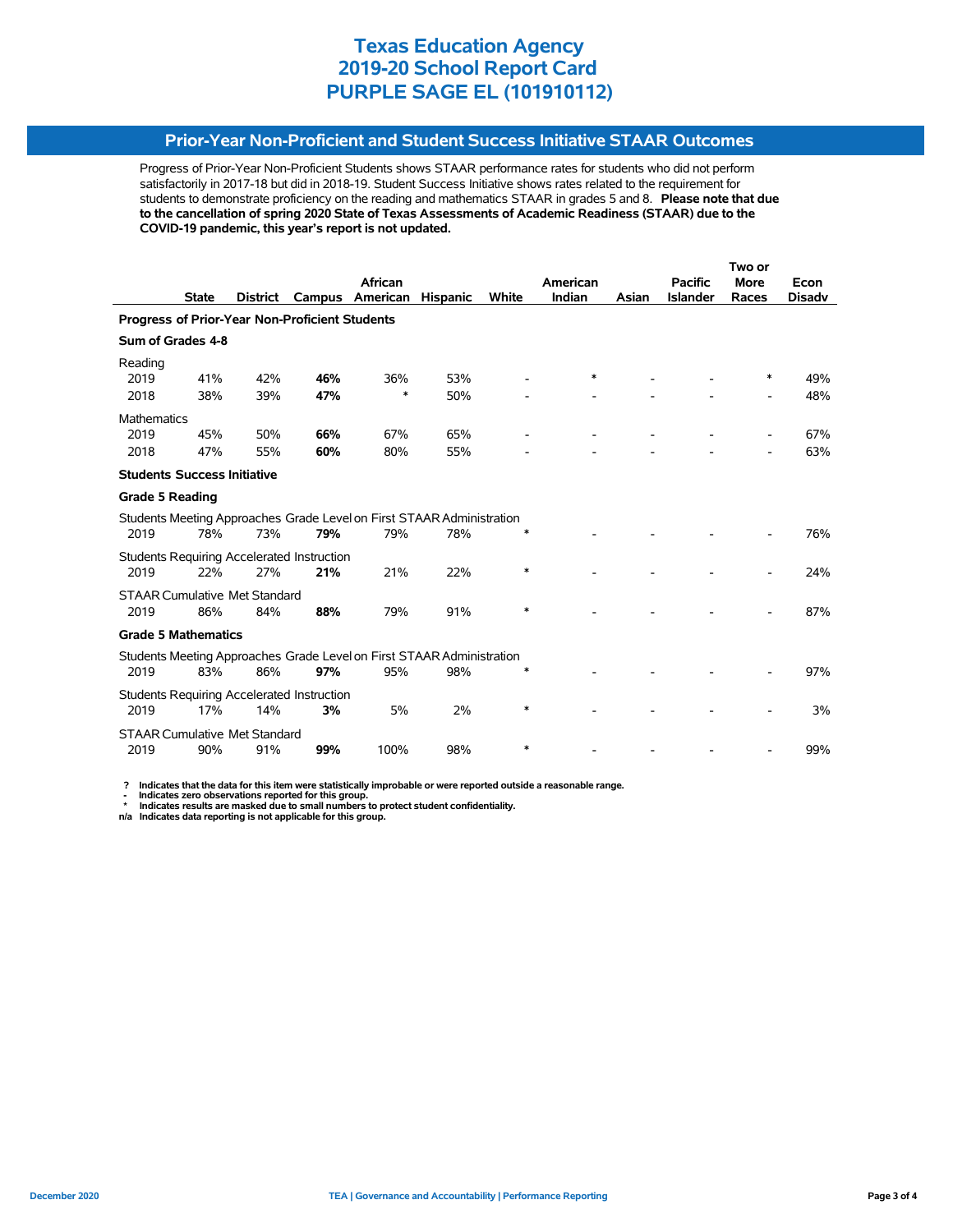# Texas Education Agency
# 2019-20 School Report Card
# PURPLE SAGE EL (101910112)

## Prior-Year Non-Proficient and Student Success Initiative STAAR Outcomes

Progress of Prior-Year Non-Proficient Students shows STAAR performance rates for students who did not perform satisfactorily in 2017-18 but did in 2018-19. Student Success Initiative shows rates related to the requirement for students to demonstrate proficiency on the reading and mathematics STAAR in grades 5 and 8. **Please note that due to the cancellation of spring 2020 State of Texas Assessments of Academic Readiness (STAAR) due to the COVID-19 pandemic, this year's report is not updated.**

| | State | District | Campus | African American | Hispanic | White | American Indian | Asian | Pacific Islander | Two or More Races | Econ Disadv |
|---|---|---|---|---|---|---|---|---|---|---|---|
| **Progress of Prior-Year Non-Proficient Students** | | | | | | | | | | | |
| **Sum of Grades 4-8** | | | | | | | | | | | |
| Reading | | | | | | | | | | | |
| 2019 | 41% | 42% | **46%** | 36% | 53% | - | * | - | - | * | 49% |
| 2018 | 38% | 39% | **47%** | * | 50% | - | - | - | - | - | 48% |
| Mathematics | | | | | | | | | | | |
| 2019 | 45% | 50% | **66%** | 67% | 65% | - | - | - | - | - | 67% |
| 2018 | 47% | 55% | **60%** | 80% | 55% | - | - | - | - | - | 63% |
| **Students Success Initiative** | | | | | | | | | | | |
| **Grade 5 Reading** | | | | | | | | | | | |
| Students Meeting Approaches Grade Level on First STAAR Administration | | | | | | | | | | | |
| 2019 | 78% | 73% | **79%** | 79% | 78% | * | - | - | - | - | 76% |
| Students Requiring Accelerated Instruction | | | | | | | | | | | |
| 2019 | 22% | 27% | **21%** | 21% | 22% | * | - | - | - | - | 24% |
| STAAR Cumulative Met Standard | | | | | | | | | | | |
| 2019 | 86% | 84% | **88%** | 79% | 91% | * | - | - | - | - | 87% |
| **Grade 5 Mathematics** | | | | | | | | | | | |
| Students Meeting Approaches Grade Level on First STAAR Administration | | | | | | | | | | | |
| 2019 | 83% | 86% | **97%** | 95% | 98% | * | - | - | - | - | 97% |
| Students Requiring Accelerated Instruction | | | | | | | | | | | |
| 2019 | 17% | 14% | **3%** | 5% | 2% | * | - | - | - | - | 3% |
| STAAR Cumulative Met Standard | | | | | | | | | | | |
| 2019 | 90% | 91% | **99%** | 100% | 98% | * | - | - | - | - | 99% |

**?** Indicates that the data for this item were statistically improbable or were reported outside a reasonable range.
**-** Indicates zero observations reported for this group.
**\*** Indicates results are masked due to small numbers to protect student confidentiality.
**n/a** Indicates data reporting is not applicable for this group.